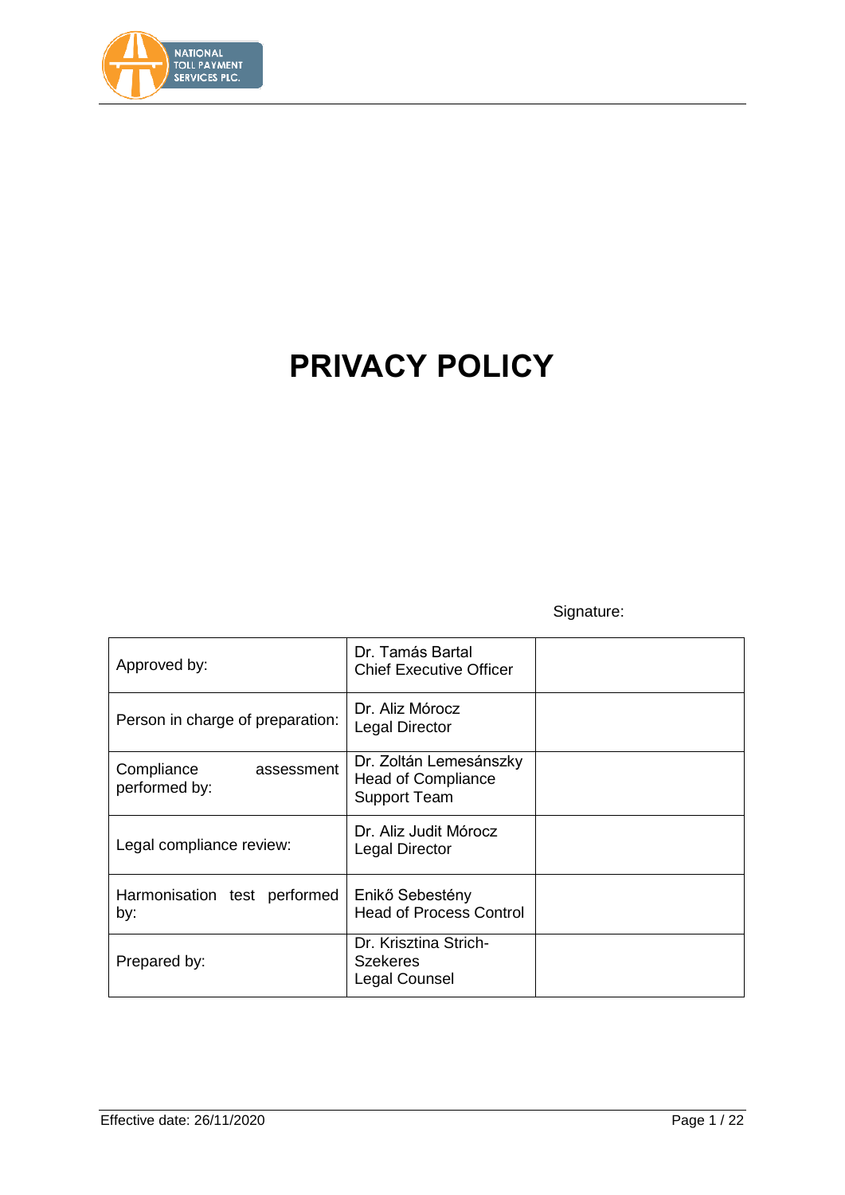# PRIVACY POLICY

Signature:

| | | |
|---|---|---|
| Approved by: | Dr. Tamás Bartal<br>Chief Executive Officer | |
| Person in charge of preparation: | Dr. Aliz Mórocz<br>Legal Director | |
| Compliance assessment performed by: | Dr. Zoltán Lemesánszky<br>Head of Compliance Support Team | |
| Legal compliance review: | Dr. Aliz Judit Mórocz<br>Legal Director | |
| Harmonisation test performed by: | Enikő Sebestény<br>Head of Process Control | |
| Prepared by: | Dr. Krisztina Strich-Szekeres<br>Legal Counsel | |

Effective date: 26/11/2020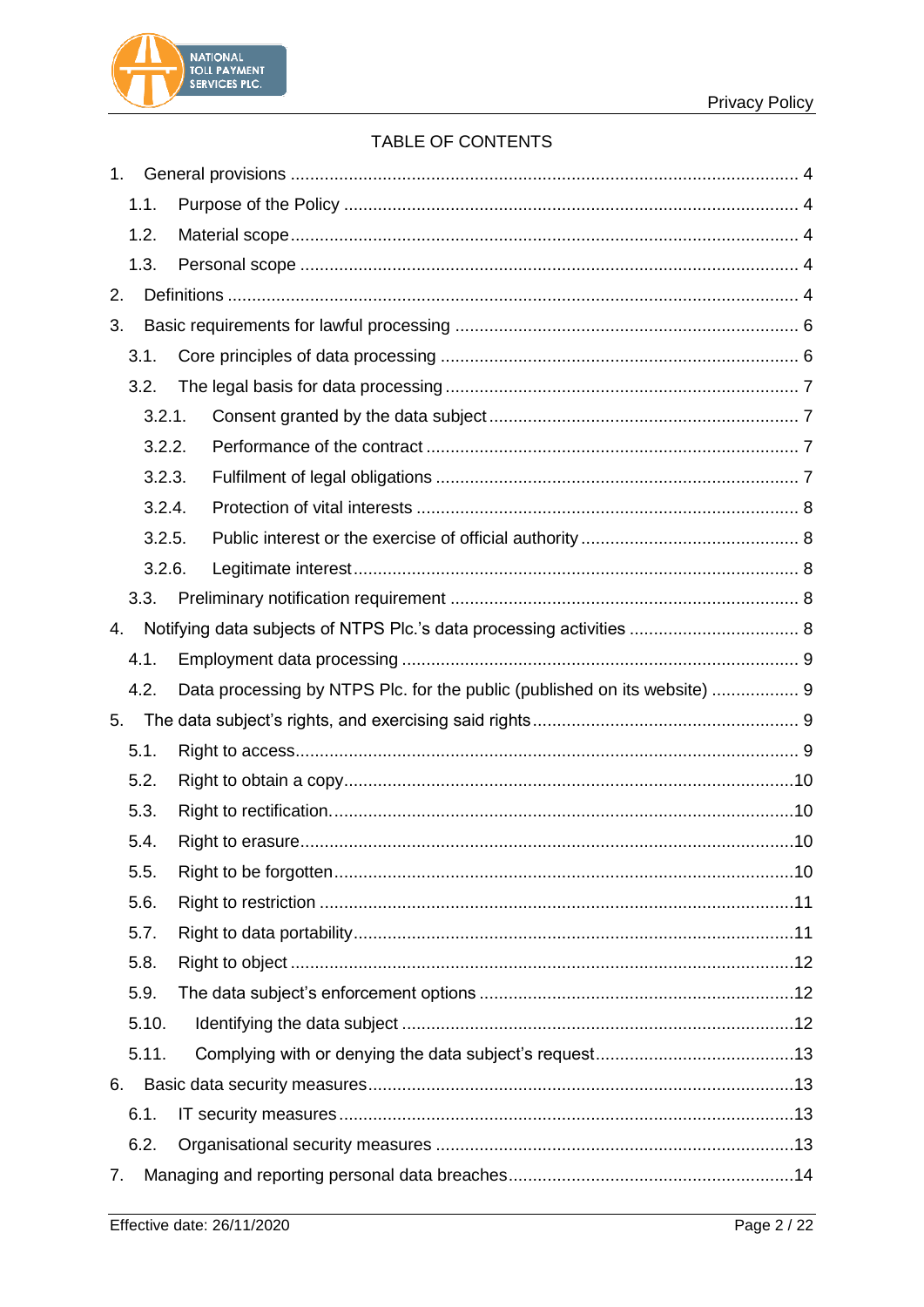TABLE OF CONTENTS

1. General provisions ..... 4
   1.1. Purpose of the Policy ..... 4
   1.2. Material scope ..... 4
   1.3. Personal scope ..... 4
2. Definitions ..... 4
3. Basic requirements for lawful processing ..... 6
   3.1. Core principles of data processing ..... 6
   3.2. The legal basis for data processing ..... 7
      3.2.1. Consent granted by the data subject ..... 7
      3.2.2. Performance of the contract ..... 7
      3.2.3. Fulfilment of legal obligations ..... 7
      3.2.4. Protection of vital interests ..... 8
      3.2.5. Public interest or the exercise of official authority ..... 8
      3.2.6. Legitimate interest ..... 8
   3.3. Preliminary notification requirement ..... 8
4. Notifying data subjects of NTPS Plc.'s data processing activities ..... 8
   4.1. Employment data processing ..... 9
   4.2. Data processing by NTPS Plc. for the public (published on its website) ..... 9
5. The data subject's rights, and exercising said rights ..... 9
   5.1. Right to access ..... 9
   5.2. Right to obtain a copy ..... 10
   5.3. Right to rectification. ..... 10
   5.4. Right to erasure ..... 10
   5.5. Right to be forgotten ..... 10
   5.6. Right to restriction ..... 11
   5.7. Right to data portability ..... 11
   5.8. Right to object ..... 12
   5.9. The data subject's enforcement options ..... 12
   5.10. Identifying the data subject ..... 12
   5.11. Complying with or denying the data subject's request ..... 13
6. Basic data security measures ..... 13
   6.1. IT security measures ..... 13
   6.2. Organisational security measures ..... 13
7. Managing and reporting personal data breaches ..... 14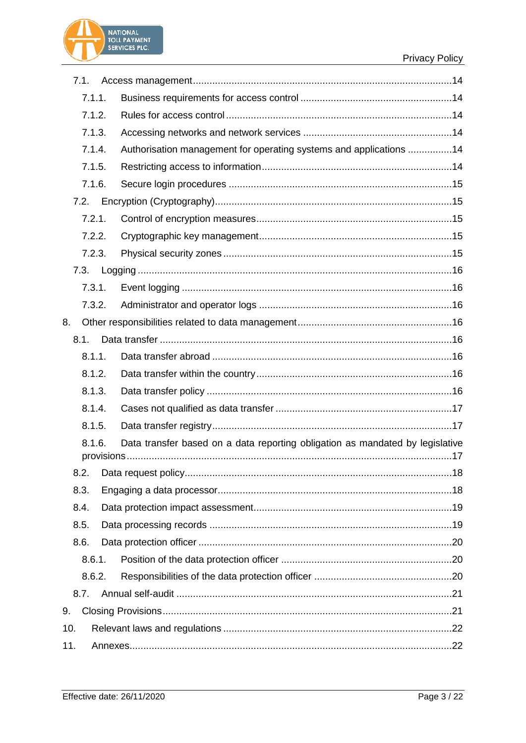- 7.1. Access management ..... 14
  - 7.1.1. Business requirements for access control ..... 14
  - 7.1.2. Rules for access control ..... 14
  - 7.1.3. Accessing networks and network services ..... 14
  - 7.1.4. Authorisation management for operating systems and applications ..... 14
  - 7.1.5. Restricting access to information ..... 14
  - 7.1.6. Secure login procedures ..... 15
- 7.2. Encryption (Cryptography) ..... 15
  - 7.2.1. Control of encryption measures ..... 15
  - 7.2.2. Cryptographic key management ..... 15
  - 7.2.3. Physical security zones ..... 15
- 7.3. Logging ..... 16
  - 7.3.1. Event logging ..... 16
  - 7.3.2. Administrator and operator logs ..... 16

8. Other responsibilities related to data management ..... 16
- 8.1. Data transfer ..... 16
  - 8.1.1. Data transfer abroad ..... 16
  - 8.1.2. Data transfer within the country ..... 16
  - 8.1.3. Data transfer policy ..... 16
  - 8.1.4. Cases not qualified as data transfer ..... 17
  - 8.1.5. Data transfer registry ..... 17
  - 8.1.6. Data transfer based on a data reporting obligation as mandated by legislative provisions ..... 17
- 8.2. Data request policy ..... 18
- 8.3. Engaging a data processor ..... 18
- 8.4. Data protection impact assessment ..... 19
- 8.5. Data processing records ..... 19
- 8.6. Data protection officer ..... 20
  - 8.6.1. Position of the data protection officer ..... 20
  - 8.6.2. Responsibilities of the data protection officer ..... 20
- 8.7. Annual self-audit ..... 21

9. Closing Provisions ..... 21

10. Relevant laws and regulations ..... 22

11. Annexes ..... 22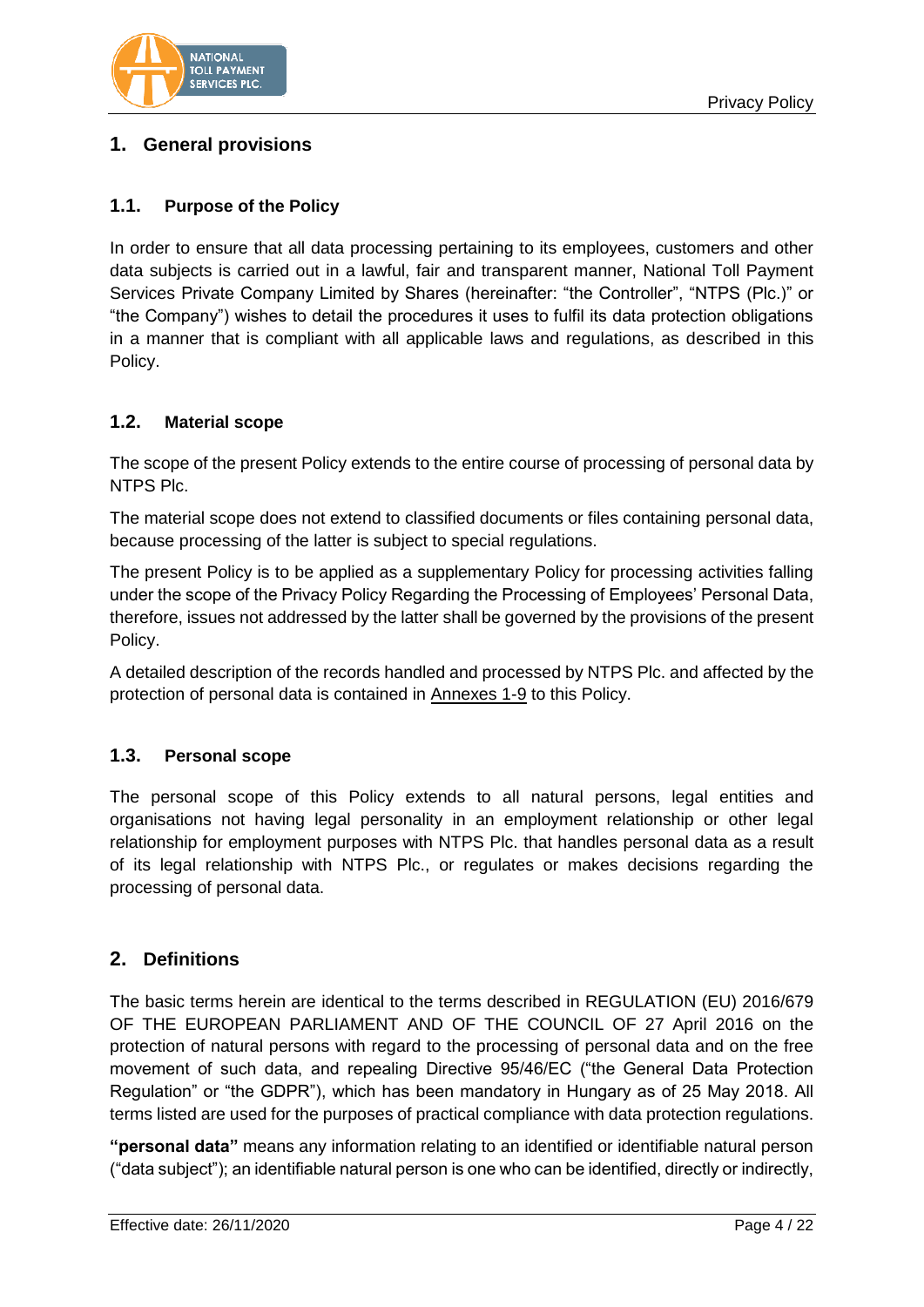## 1. General provisions

### 1.1. Purpose of the Policy

In order to ensure that all data processing pertaining to its employees, customers and other data subjects is carried out in a lawful, fair and transparent manner, National Toll Payment Services Private Company Limited by Shares (hereinafter: "the Controller", "NTPS (Plc.)" or "the Company") wishes to detail the procedures it uses to fulfil its data protection obligations in a manner that is compliant with all applicable laws and regulations, as described in this Policy.

### 1.2. Material scope

The scope of the present Policy extends to the entire course of processing of personal data by NTPS Plc.

The material scope does not extend to classified documents or files containing personal data, because processing of the latter is subject to special regulations.

The present Policy is to be applied as a supplementary Policy for processing activities falling under the scope of the Privacy Policy Regarding the Processing of Employees' Personal Data, therefore, issues not addressed by the latter shall be governed by the provisions of the present Policy.

A detailed description of the records handled and processed by NTPS Plc. and affected by the protection of personal data is contained in Annexes 1-9 to this Policy.

### 1.3. Personal scope

The personal scope of this Policy extends to all natural persons, legal entities and organisations not having legal personality in an employment relationship or other legal relationship for employment purposes with NTPS Plc. that handles personal data as a result of its legal relationship with NTPS Plc., or regulates or makes decisions regarding the processing of personal data.

## 2. Definitions

The basic terms herein are identical to the terms described in REGULATION (EU) 2016/679 OF THE EUROPEAN PARLIAMENT AND OF THE COUNCIL OF 27 April 2016 on the protection of natural persons with regard to the processing of personal data and on the free movement of such data, and repealing Directive 95/46/EC ("the General Data Protection Regulation" or "the GDPR"), which has been mandatory in Hungary as of 25 May 2018. All terms listed are used for the purposes of practical compliance with data protection regulations.

**"personal data"** means any information relating to an identified or identifiable natural person ("data subject"); an identifiable natural person is one who can be identified, directly or indirectly,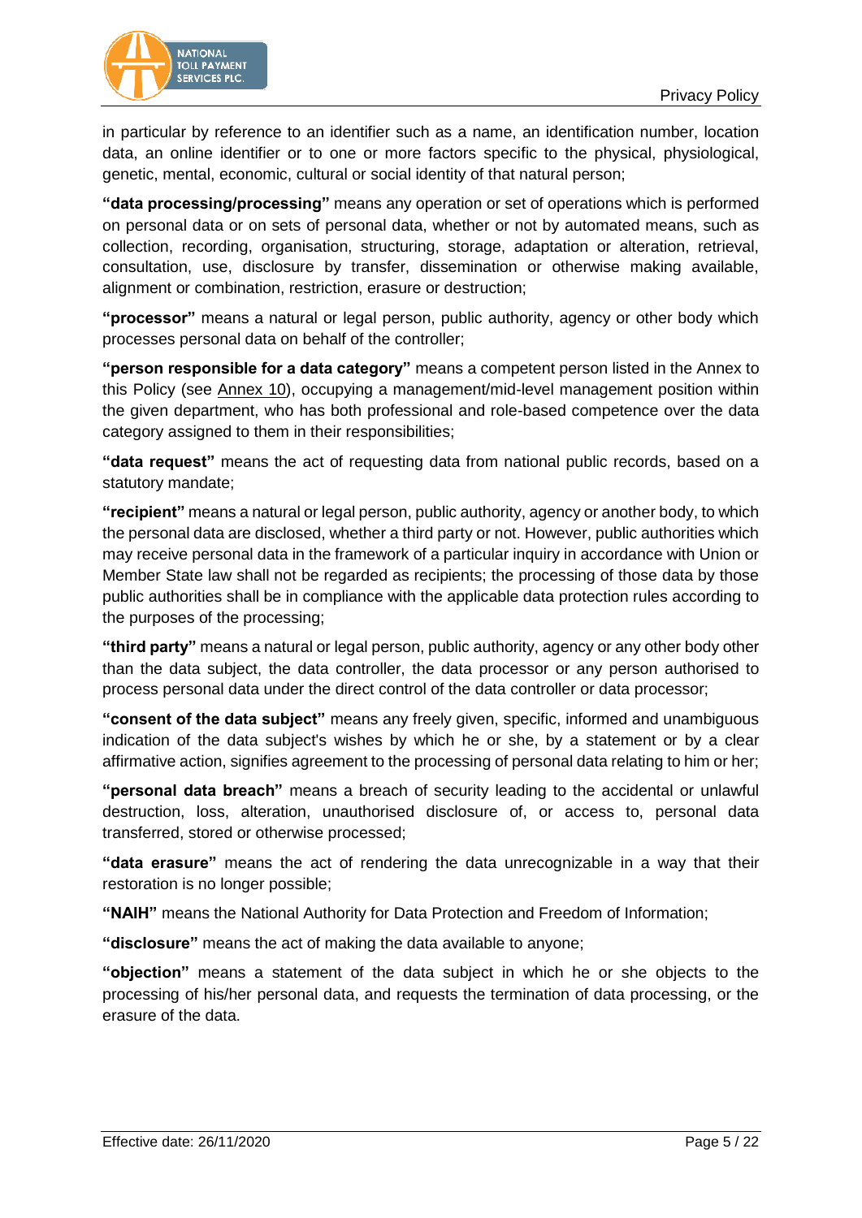in particular by reference to an identifier such as a name, an identification number, location data, an online identifier or to one or more factors specific to the physical, physiological, genetic, mental, economic, cultural or social identity of that natural person;

**"data processing/processing"** means any operation or set of operations which is performed on personal data or on sets of personal data, whether or not by automated means, such as collection, recording, organisation, structuring, storage, adaptation or alteration, retrieval, consultation, use, disclosure by transfer, dissemination or otherwise making available, alignment or combination, restriction, erasure or destruction;

**"processor"** means a natural or legal person, public authority, agency or other body which processes personal data on behalf of the controller;

**"person responsible for a data category"** means a competent person listed in the Annex to this Policy (see Annex 10), occupying a management/mid-level management position within the given department, who has both professional and role-based competence over the data category assigned to them in their responsibilities;

**"data request"** means the act of requesting data from national public records, based on a statutory mandate;

**"recipient"** means a natural or legal person, public authority, agency or another body, to which the personal data are disclosed, whether a third party or not. However, public authorities which may receive personal data in the framework of a particular inquiry in accordance with Union or Member State law shall not be regarded as recipients; the processing of those data by those public authorities shall be in compliance with the applicable data protection rules according to the purposes of the processing;

**"third party"** means a natural or legal person, public authority, agency or any other body other than the data subject, the data controller, the data processor or any person authorised to process personal data under the direct control of the data controller or data processor;

**"consent of the data subject"** means any freely given, specific, informed and unambiguous indication of the data subject's wishes by which he or she, by a statement or by a clear affirmative action, signifies agreement to the processing of personal data relating to him or her;

**"personal data breach"** means a breach of security leading to the accidental or unlawful destruction, loss, alteration, unauthorised disclosure of, or access to, personal data transferred, stored or otherwise processed;

**"data erasure"** means the act of rendering the data unrecognizable in a way that their restoration is no longer possible;

**"NAIH"** means the National Authority for Data Protection and Freedom of Information;

**"disclosure"** means the act of making the data available to anyone;

**"objection"** means a statement of the data subject in which he or she objects to the processing of his/her personal data, and requests the termination of data processing, or the erasure of the data.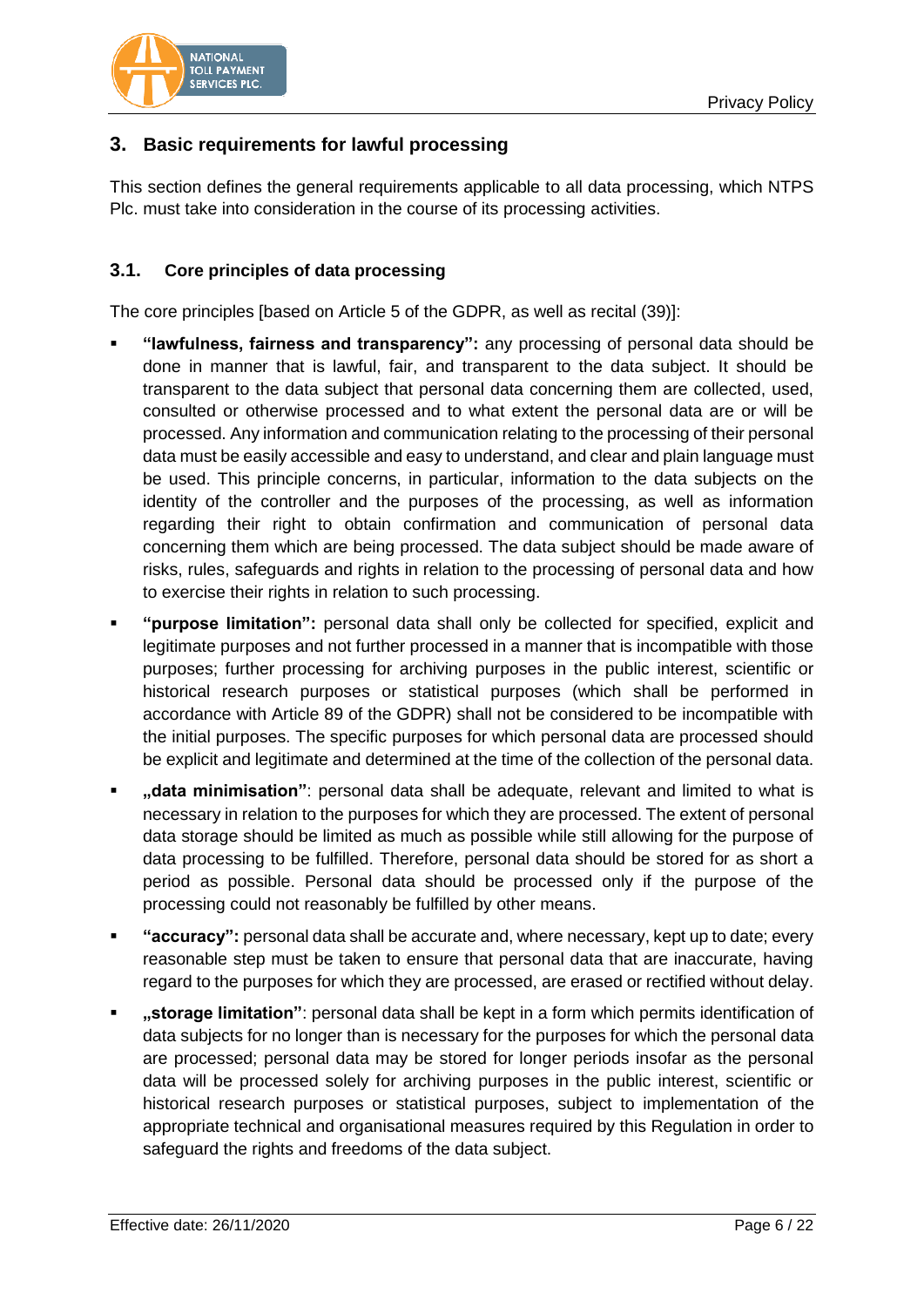## 3. Basic requirements for lawful processing

This section defines the general requirements applicable to all data processing, which NTPS Plc. must take into consideration in the course of its processing activities.

### 3.1. Core principles of data processing

The core principles [based on Article 5 of the GDPR, as well as recital (39)]:

- **"lawfulness, fairness and transparency":** any processing of personal data should be done in manner that is lawful, fair, and transparent to the data subject. It should be transparent to the data subject that personal data concerning them are collected, used, consulted or otherwise processed and to what extent the personal data are or will be processed. Any information and communication relating to the processing of their personal data must be easily accessible and easy to understand, and clear and plain language must be used. This principle concerns, in particular, information to the data subjects on the identity of the controller and the purposes of the processing, as well as information regarding their right to obtain confirmation and communication of personal data concerning them which are being processed. The data subject should be made aware of risks, rules, safeguards and rights in relation to the processing of personal data and how to exercise their rights in relation to such processing.
- **"purpose limitation":** personal data shall only be collected for specified, explicit and legitimate purposes and not further processed in a manner that is incompatible with those purposes; further processing for archiving purposes in the public interest, scientific or historical research purposes or statistical purposes (which shall be performed in accordance with Article 89 of the GDPR) shall not be considered to be incompatible with the initial purposes. The specific purposes for which personal data are processed should be explicit and legitimate and determined at the time of the collection of the personal data.
- **„data minimisation"**: personal data shall be adequate, relevant and limited to what is necessary in relation to the purposes for which they are processed. The extent of personal data storage should be limited as much as possible while still allowing for the purpose of data processing to be fulfilled. Therefore, personal data should be stored for as short a period as possible. Personal data should be processed only if the purpose of the processing could not reasonably be fulfilled by other means.
- **"accuracy":** personal data shall be accurate and, where necessary, kept up to date; every reasonable step must be taken to ensure that personal data that are inaccurate, having regard to the purposes for which they are processed, are erased or rectified without delay.
- **„storage limitation"**: personal data shall be kept in a form which permits identification of data subjects for no longer than is necessary for the purposes for which the personal data are processed; personal data may be stored for longer periods insofar as the personal data will be processed solely for archiving purposes in the public interest, scientific or historical research purposes or statistical purposes, subject to implementation of the appropriate technical and organisational measures required by this Regulation in order to safeguard the rights and freedoms of the data subject.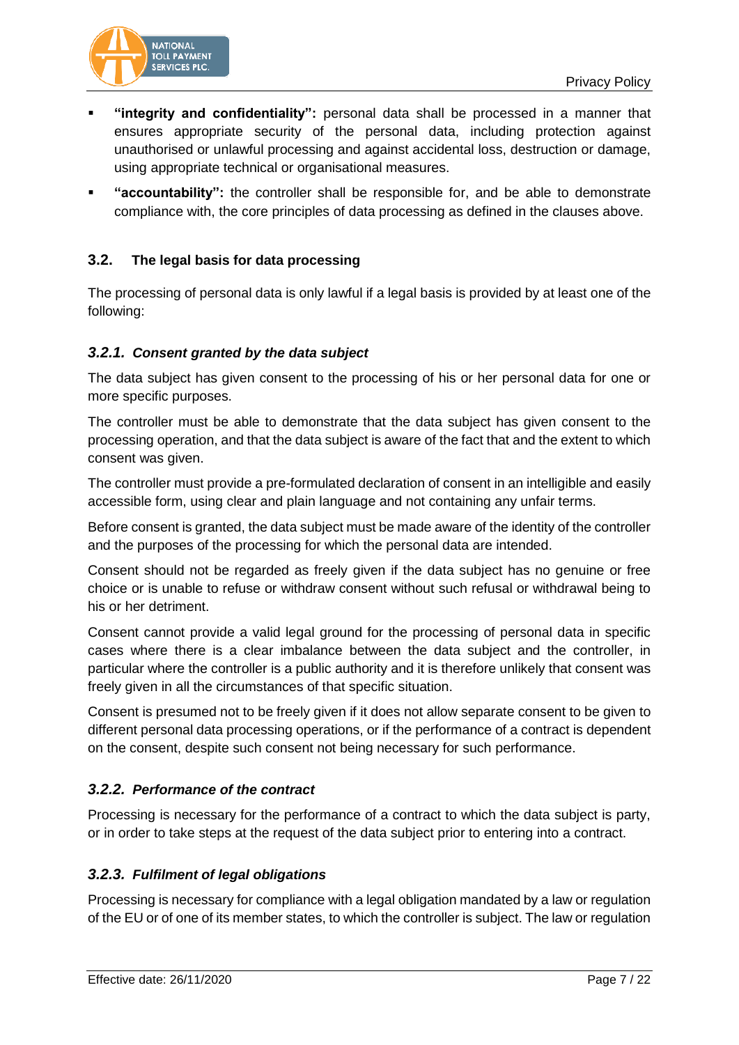- **"integrity and confidentiality":** personal data shall be processed in a manner that ensures appropriate security of the personal data, including protection against unauthorised or unlawful processing and against accidental loss, destruction or damage, using appropriate technical or organisational measures.
- **"accountability":** the controller shall be responsible for, and be able to demonstrate compliance with, the core principles of data processing as defined in the clauses above.

## 3.2. The legal basis for data processing

The processing of personal data is only lawful if a legal basis is provided by at least one of the following:

### *3.2.1. Consent granted by the data subject*

The data subject has given consent to the processing of his or her personal data for one or more specific purposes.

The controller must be able to demonstrate that the data subject has given consent to the processing operation, and that the data subject is aware of the fact that and the extent to which consent was given.

The controller must provide a pre-formulated declaration of consent in an intelligible and easily accessible form, using clear and plain language and not containing any unfair terms.

Before consent is granted, the data subject must be made aware of the identity of the controller and the purposes of the processing for which the personal data are intended.

Consent should not be regarded as freely given if the data subject has no genuine or free choice or is unable to refuse or withdraw consent without such refusal or withdrawal being to his or her detriment.

Consent cannot provide a valid legal ground for the processing of personal data in specific cases where there is a clear imbalance between the data subject and the controller, in particular where the controller is a public authority and it is therefore unlikely that consent was freely given in all the circumstances of that specific situation.

Consent is presumed not to be freely given if it does not allow separate consent to be given to different personal data processing operations, or if the performance of a contract is dependent on the consent, despite such consent not being necessary for such performance.

### *3.2.2. Performance of the contract*

Processing is necessary for the performance of a contract to which the data subject is party, or in order to take steps at the request of the data subject prior to entering into a contract.

### *3.2.3. Fulfilment of legal obligations*

Processing is necessary for compliance with a legal obligation mandated by a law or regulation of the EU or of one of its member states, to which the controller is subject. The law or regulation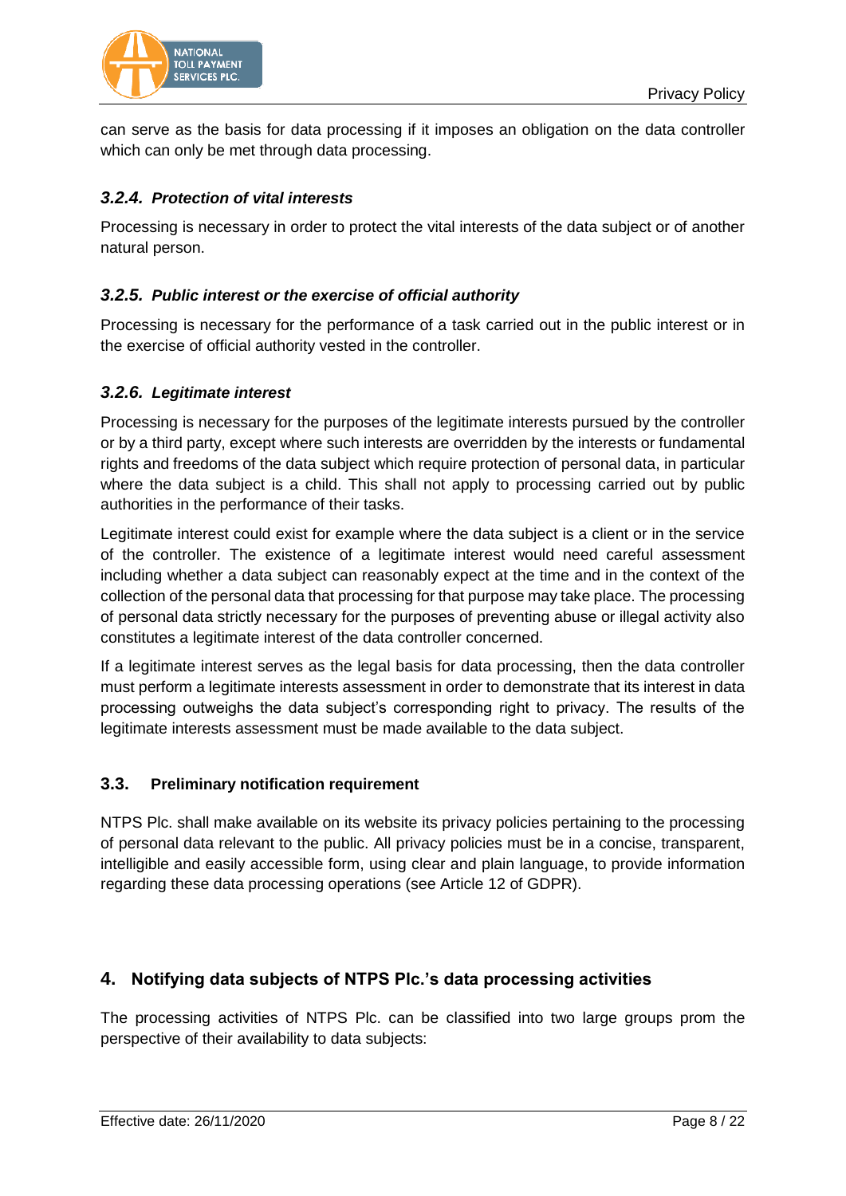can serve as the basis for data processing if it imposes an obligation on the data controller which can only be met through data processing.

#### *3.2.4. Protection of vital interests*

Processing is necessary in order to protect the vital interests of the data subject or of another natural person.

#### *3.2.5. Public interest or the exercise of official authority*

Processing is necessary for the performance of a task carried out in the public interest or in the exercise of official authority vested in the controller.

#### *3.2.6. Legitimate interest*

Processing is necessary for the purposes of the legitimate interests pursued by the controller or by a third party, except where such interests are overridden by the interests or fundamental rights and freedoms of the data subject which require protection of personal data, in particular where the data subject is a child. This shall not apply to processing carried out by public authorities in the performance of their tasks.

Legitimate interest could exist for example where the data subject is a client or in the service of the controller. The existence of a legitimate interest would need careful assessment including whether a data subject can reasonably expect at the time and in the context of the collection of the personal data that processing for that purpose may take place. The processing of personal data strictly necessary for the purposes of preventing abuse or illegal activity also constitutes a legitimate interest of the data controller concerned.

If a legitimate interest serves as the legal basis for data processing, then the data controller must perform a legitimate interests assessment in order to demonstrate that its interest in data processing outweighs the data subject's corresponding right to privacy. The results of the legitimate interests assessment must be made available to the data subject.

### 3.3. Preliminary notification requirement

NTPS Plc. shall make available on its website its privacy policies pertaining to the processing of personal data relevant to the public. All privacy policies must be in a concise, transparent, intelligible and easily accessible form, using clear and plain language, to provide information regarding these data processing operations (see Article 12 of GDPR).

## 4. Notifying data subjects of NTPS Plc.'s data processing activities

The processing activities of NTPS Plc. can be classified into two large groups prom the perspective of their availability to data subjects: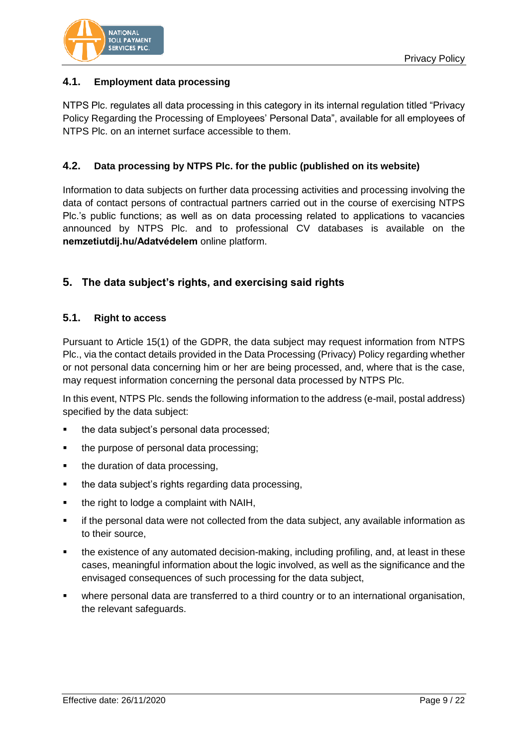### 4.1. Employment data processing

NTPS Plc. regulates all data processing in this category in its internal regulation titled "Privacy Policy Regarding the Processing of Employees' Personal Data", available for all employees of NTPS Plc. on an internet surface accessible to them.

### 4.2. Data processing by NTPS Plc. for the public (published on its website)

Information to data subjects on further data processing activities and processing involving the data of contact persons of contractual partners carried out in the course of exercising NTPS Plc.'s public functions; as well as on data processing related to applications to vacancies announced by NTPS Plc. and to professional CV databases is available on the **nemzetiutdij.hu/Adatvédelem** online platform.

## 5. The data subject's rights, and exercising said rights

### 5.1. Right to access

Pursuant to Article 15(1) of the GDPR, the data subject may request information from NTPS Plc., via the contact details provided in the Data Processing (Privacy) Policy regarding whether or not personal data concerning him or her are being processed, and, where that is the case, may request information concerning the personal data processed by NTPS Plc.

In this event, NTPS Plc. sends the following information to the address (e-mail, postal address) specified by the data subject:

- the data subject's personal data processed;
- the purpose of personal data processing;
- the duration of data processing,
- the data subject's rights regarding data processing,
- the right to lodge a complaint with NAIH,
- if the personal data were not collected from the data subject, any available information as to their source,
- the existence of any automated decision-making, including profiling, and, at least in these cases, meaningful information about the logic involved, as well as the significance and the envisaged consequences of such processing for the data subject,
- where personal data are transferred to a third country or to an international organisation, the relevant safeguards.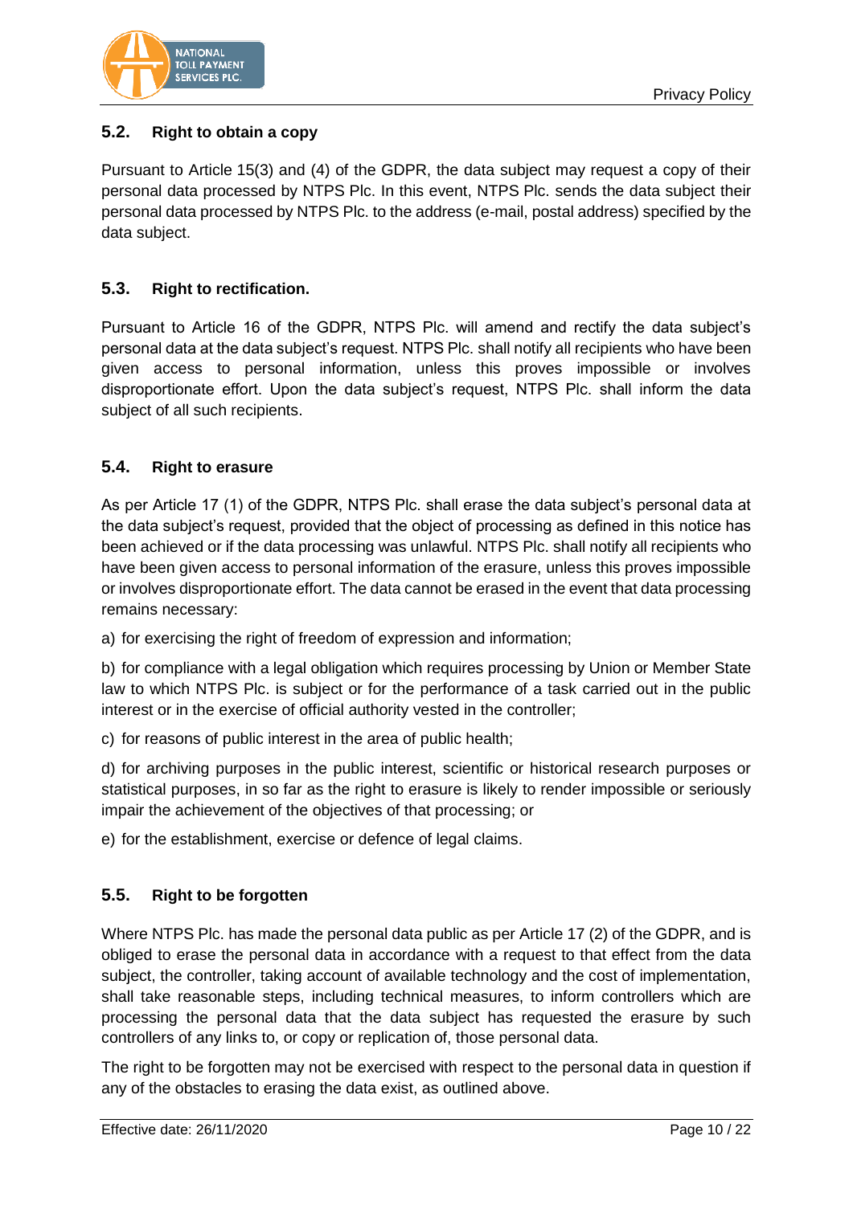### 5.2. Right to obtain a copy

Pursuant to Article 15(3) and (4) of the GDPR, the data subject may request a copy of their personal data processed by NTPS Plc. In this event, NTPS Plc. sends the data subject their personal data processed by NTPS Plc. to the address (e-mail, postal address) specified by the data subject.

### 5.3. Right to rectification.

Pursuant to Article 16 of the GDPR, NTPS Plc. will amend and rectify the data subject's personal data at the data subject's request. NTPS Plc. shall notify all recipients who have been given access to personal information, unless this proves impossible or involves disproportionate effort. Upon the data subject's request, NTPS Plc. shall inform the data subject of all such recipients.

### 5.4. Right to erasure

As per Article 17 (1) of the GDPR, NTPS Plc. shall erase the data subject's personal data at the data subject's request, provided that the object of processing as defined in this notice has been achieved or if the data processing was unlawful. NTPS Plc. shall notify all recipients who have been given access to personal information of the erasure, unless this proves impossible or involves disproportionate effort. The data cannot be erased in the event that data processing remains necessary:

a) for exercising the right of freedom of expression and information;

b) for compliance with a legal obligation which requires processing by Union or Member State law to which NTPS Plc. is subject or for the performance of a task carried out in the public interest or in the exercise of official authority vested in the controller;

c) for reasons of public interest in the area of public health;

d) for archiving purposes in the public interest, scientific or historical research purposes or statistical purposes, in so far as the right to erasure is likely to render impossible or seriously impair the achievement of the objectives of that processing; or

e) for the establishment, exercise or defence of legal claims.

### 5.5. Right to be forgotten

Where NTPS Plc. has made the personal data public as per Article 17 (2) of the GDPR, and is obliged to erase the personal data in accordance with a request to that effect from the data subject, the controller, taking account of available technology and the cost of implementation, shall take reasonable steps, including technical measures, to inform controllers which are processing the personal data that the data subject has requested the erasure by such controllers of any links to, or copy or replication of, those personal data.

The right to be forgotten may not be exercised with respect to the personal data in question if any of the obstacles to erasing the data exist, as outlined above.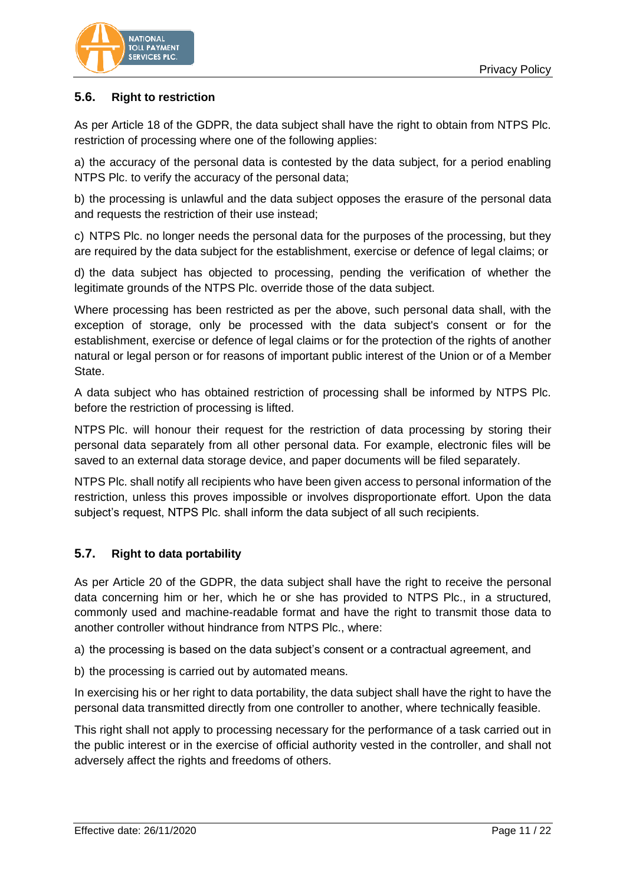### 5.6. Right to restriction

As per Article 18 of the GDPR, the data subject shall have the right to obtain from NTPS Plc. restriction of processing where one of the following applies:

a) the accuracy of the personal data is contested by the data subject, for a period enabling NTPS Plc. to verify the accuracy of the personal data;

b) the processing is unlawful and the data subject opposes the erasure of the personal data and requests the restriction of their use instead;

c) NTPS Plc. no longer needs the personal data for the purposes of the processing, but they are required by the data subject for the establishment, exercise or defence of legal claims; or

d) the data subject has objected to processing, pending the verification of whether the legitimate grounds of the NTPS Plc. override those of the data subject.

Where processing has been restricted as per the above, such personal data shall, with the exception of storage, only be processed with the data subject's consent or for the establishment, exercise or defence of legal claims or for the protection of the rights of another natural or legal person or for reasons of important public interest of the Union or of a Member State.

A data subject who has obtained restriction of processing shall be informed by NTPS Plc. before the restriction of processing is lifted.

NTPS Plc. will honour their request for the restriction of data processing by storing their personal data separately from all other personal data. For example, electronic files will be saved to an external data storage device, and paper documents will be filed separately.

NTPS Plc. shall notify all recipients who have been given access to personal information of the restriction, unless this proves impossible or involves disproportionate effort. Upon the data subject's request, NTPS Plc. shall inform the data subject of all such recipients.

### 5.7. Right to data portability

As per Article 20 of the GDPR, the data subject shall have the right to receive the personal data concerning him or her, which he or she has provided to NTPS Plc., in a structured, commonly used and machine-readable format and have the right to transmit those data to another controller without hindrance from NTPS Plc., where:

a) the processing is based on the data subject's consent or a contractual agreement, and

b) the processing is carried out by automated means.

In exercising his or her right to data portability, the data subject shall have the right to have the personal data transmitted directly from one controller to another, where technically feasible.

This right shall not apply to processing necessary for the performance of a task carried out in the public interest or in the exercise of official authority vested in the controller, and shall not adversely affect the rights and freedoms of others.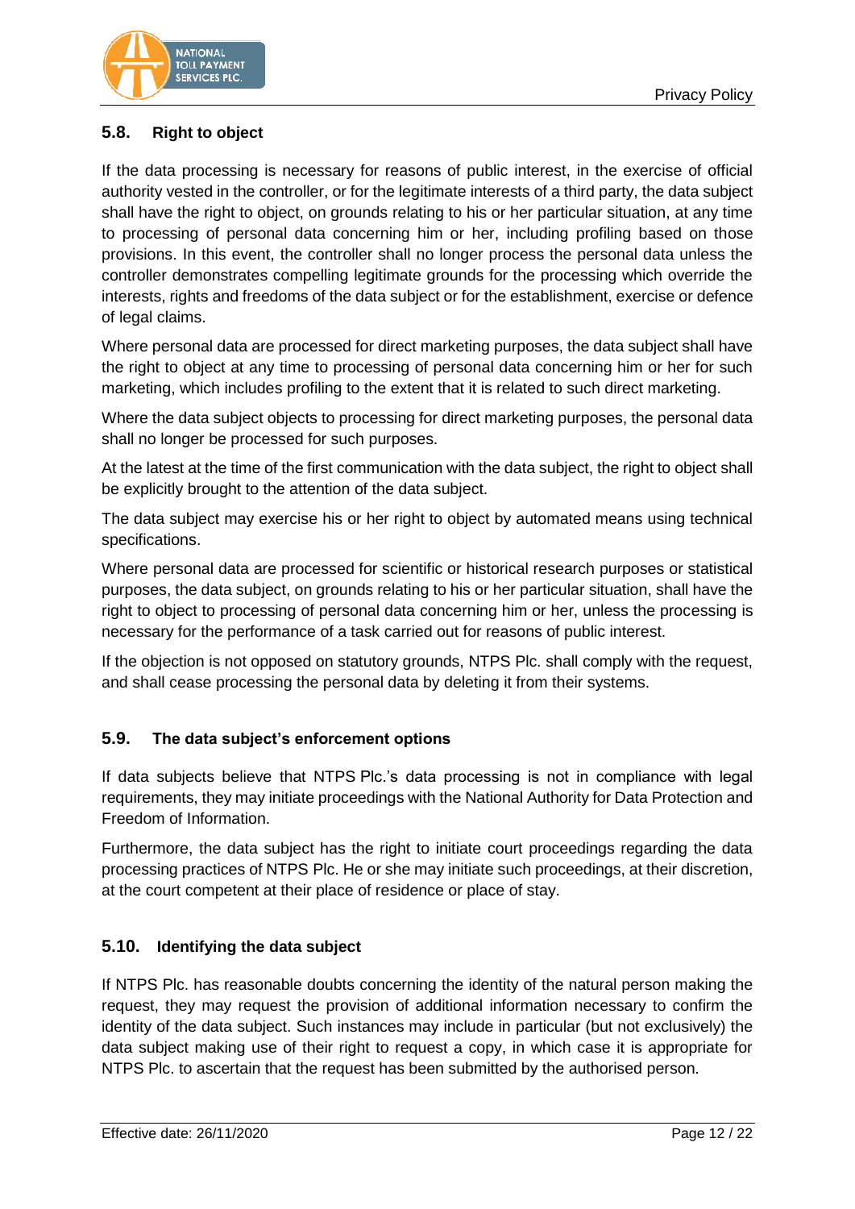## 5.8. Right to object

If the data processing is necessary for reasons of public interest, in the exercise of official authority vested in the controller, or for the legitimate interests of a third party, the data subject shall have the right to object, on grounds relating to his or her particular situation, at any time to processing of personal data concerning him or her, including profiling based on those provisions. In this event, the controller shall no longer process the personal data unless the controller demonstrates compelling legitimate grounds for the processing which override the interests, rights and freedoms of the data subject or for the establishment, exercise or defence of legal claims.

Where personal data are processed for direct marketing purposes, the data subject shall have the right to object at any time to processing of personal data concerning him or her for such marketing, which includes profiling to the extent that it is related to such direct marketing.

Where the data subject objects to processing for direct marketing purposes, the personal data shall no longer be processed for such purposes.

At the latest at the time of the first communication with the data subject, the right to object shall be explicitly brought to the attention of the data subject.

The data subject may exercise his or her right to object by automated means using technical specifications.

Where personal data are processed for scientific or historical research purposes or statistical purposes, the data subject, on grounds relating to his or her particular situation, shall have the right to object to processing of personal data concerning him or her, unless the processing is necessary for the performance of a task carried out for reasons of public interest.

If the objection is not opposed on statutory grounds, NTPS Plc. shall comply with the request, and shall cease processing the personal data by deleting it from their systems.

## 5.9. The data subject's enforcement options

If data subjects believe that NTPS Plc.'s data processing is not in compliance with legal requirements, they may initiate proceedings with the National Authority for Data Protection and Freedom of Information.

Furthermore, the data subject has the right to initiate court proceedings regarding the data processing practices of NTPS Plc. He or she may initiate such proceedings, at their discretion, at the court competent at their place of residence or place of stay.

## 5.10. Identifying the data subject

If NTPS Plc. has reasonable doubts concerning the identity of the natural person making the request, they may request the provision of additional information necessary to confirm the identity of the data subject. Such instances may include in particular (but not exclusively) the data subject making use of their right to request a copy, in which case it is appropriate for NTPS Plc. to ascertain that the request has been submitted by the authorised person.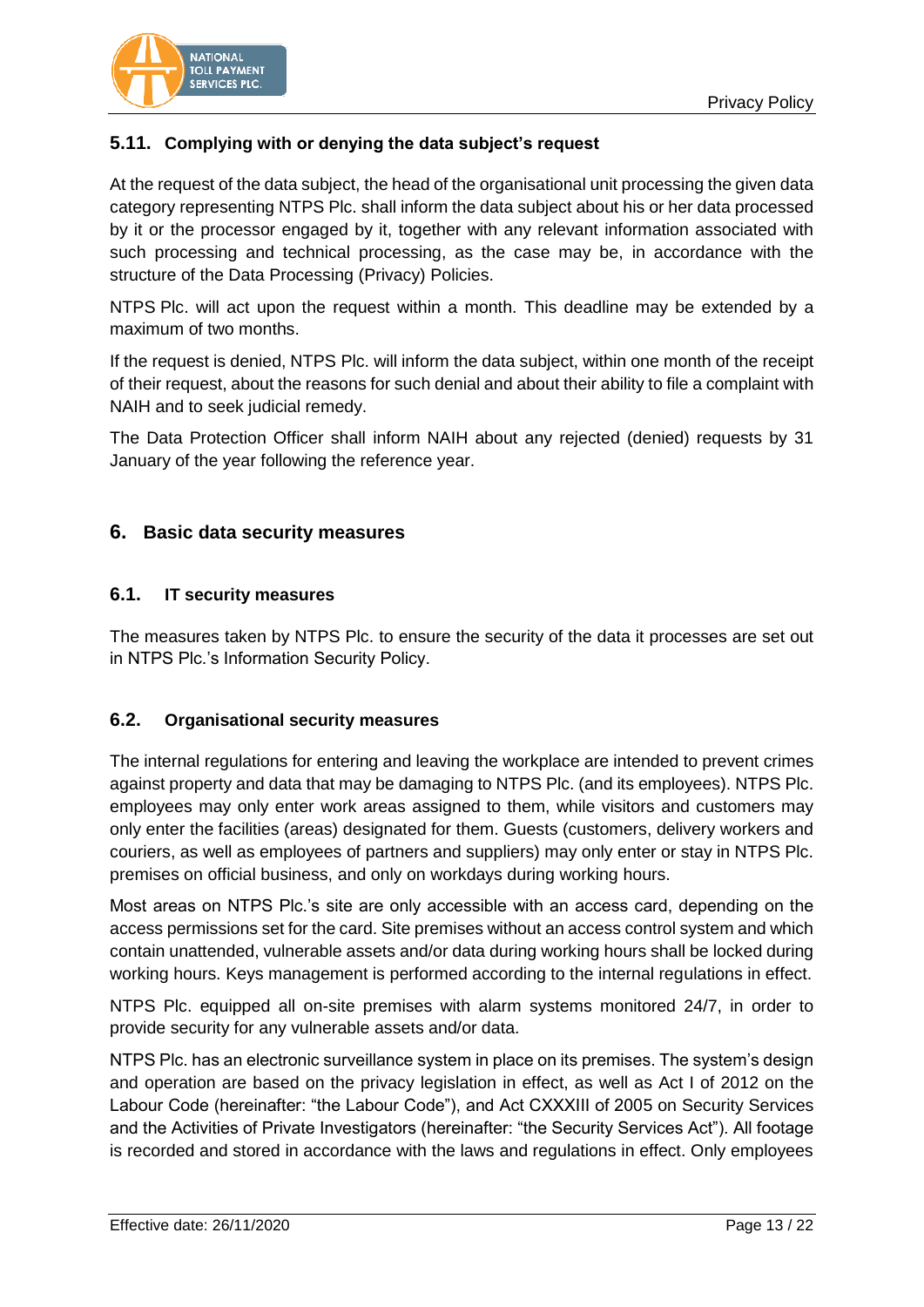### 5.11. Complying with or denying the data subject's request

At the request of the data subject, the head of the organisational unit processing the given data category representing NTPS Plc. shall inform the data subject about his or her data processed by it or the processor engaged by it, together with any relevant information associated with such processing and technical processing, as the case may be, in accordance with the structure of the Data Processing (Privacy) Policies.

NTPS Plc. will act upon the request within a month. This deadline may be extended by a maximum of two months.

If the request is denied, NTPS Plc. will inform the data subject, within one month of the receipt of their request, about the reasons for such denial and about their ability to file a complaint with NAIH and to seek judicial remedy.

The Data Protection Officer shall inform NAIH about any rejected (denied) requests by 31 January of the year following the reference year.

## 6. Basic data security measures

### 6.1. IT security measures

The measures taken by NTPS Plc. to ensure the security of the data it processes are set out in NTPS Plc.'s Information Security Policy.

### 6.2. Organisational security measures

The internal regulations for entering and leaving the workplace are intended to prevent crimes against property and data that may be damaging to NTPS Plc. (and its employees). NTPS Plc. employees may only enter work areas assigned to them, while visitors and customers may only enter the facilities (areas) designated for them. Guests (customers, delivery workers and couriers, as well as employees of partners and suppliers) may only enter or stay in NTPS Plc. premises on official business, and only on workdays during working hours.

Most areas on NTPS Plc.'s site are only accessible with an access card, depending on the access permissions set for the card. Site premises without an access control system and which contain unattended, vulnerable assets and/or data during working hours shall be locked during working hours. Keys management is performed according to the internal regulations in effect.

NTPS Plc. equipped all on-site premises with alarm systems monitored 24/7, in order to provide security for any vulnerable assets and/or data.

NTPS Plc. has an electronic surveillance system in place on its premises. The system's design and operation are based on the privacy legislation in effect, as well as Act I of 2012 on the Labour Code (hereinafter: "the Labour Code"), and Act CXXXIII of 2005 on Security Services and the Activities of Private Investigators (hereinafter: "the Security Services Act"). All footage is recorded and stored in accordance with the laws and regulations in effect. Only employees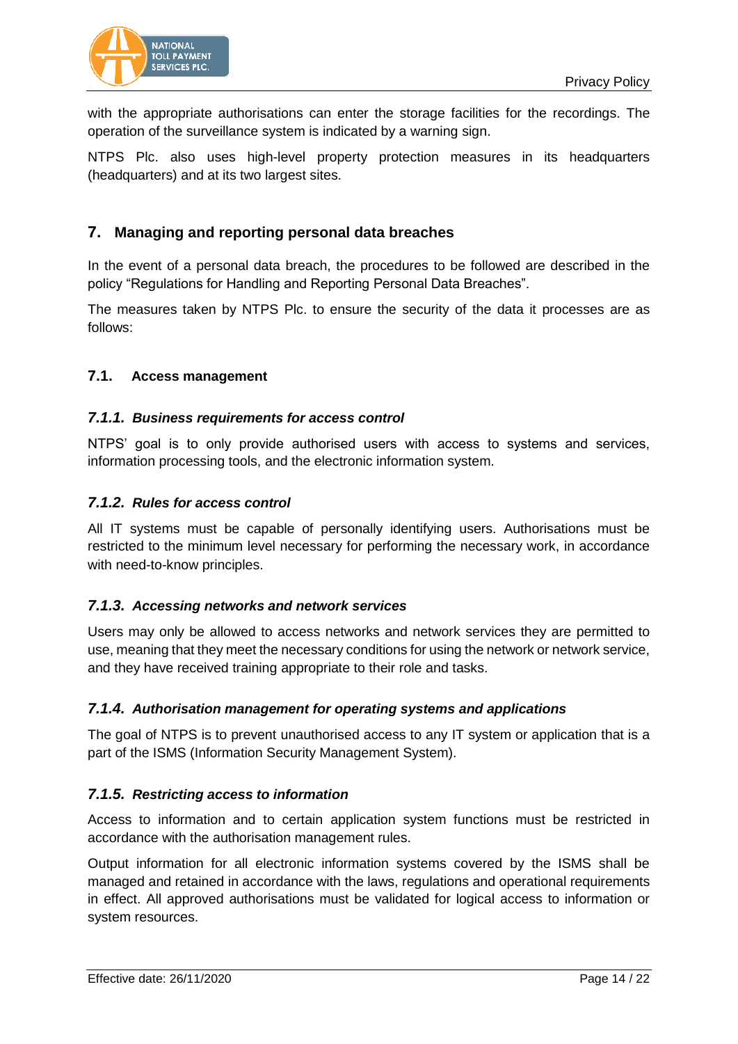with the appropriate authorisations can enter the storage facilities for the recordings. The operation of the surveillance system is indicated by a warning sign.

NTPS Plc. also uses high-level property protection measures in its headquarters (headquarters) and at its two largest sites.

## 7. Managing and reporting personal data breaches

In the event of a personal data breach, the procedures to be followed are described in the policy "Regulations for Handling and Reporting Personal Data Breaches".

The measures taken by NTPS Plc. to ensure the security of the data it processes are as follows:

### 7.1. Access management

#### *7.1.1. Business requirements for access control*

NTPS' goal is to only provide authorised users with access to systems and services, information processing tools, and the electronic information system.

#### *7.1.2. Rules for access control*

All IT systems must be capable of personally identifying users. Authorisations must be restricted to the minimum level necessary for performing the necessary work, in accordance with need-to-know principles.

#### *7.1.3. Accessing networks and network services*

Users may only be allowed to access networks and network services they are permitted to use, meaning that they meet the necessary conditions for using the network or network service, and they have received training appropriate to their role and tasks.

#### *7.1.4. Authorisation management for operating systems and applications*

The goal of NTPS is to prevent unauthorised access to any IT system or application that is a part of the ISMS (Information Security Management System).

#### *7.1.5. Restricting access to information*

Access to information and to certain application system functions must be restricted in accordance with the authorisation management rules.

Output information for all electronic information systems covered by the ISMS shall be managed and retained in accordance with the laws, regulations and operational requirements in effect. All approved authorisations must be validated for logical access to information or system resources.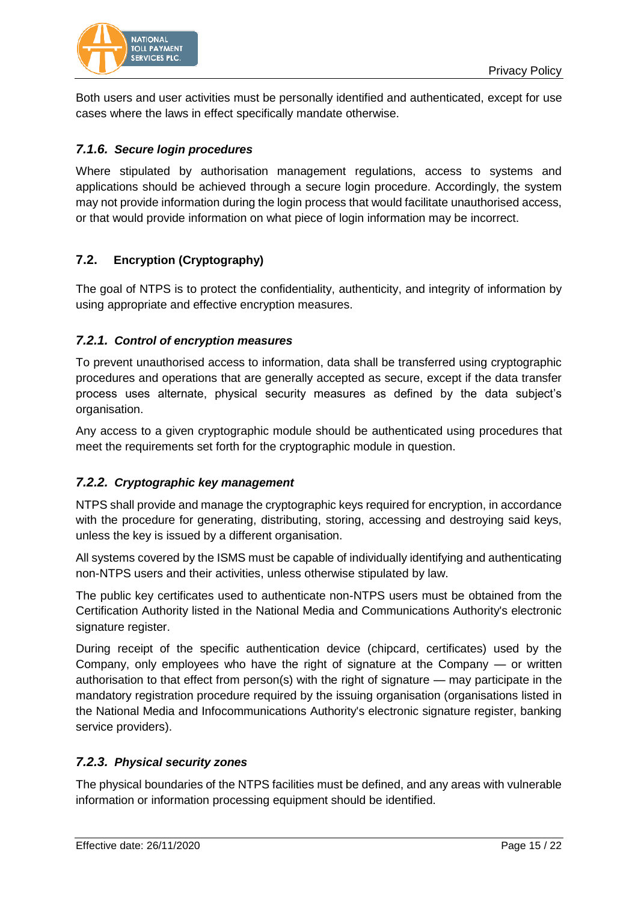Both users and user activities must be personally identified and authenticated, except for use cases where the laws in effect specifically mandate otherwise.

### *7.1.6. Secure login procedures*

Where stipulated by authorisation management regulations, access to systems and applications should be achieved through a secure login procedure. Accordingly, the system may not provide information during the login process that would facilitate unauthorised access, or that would provide information on what piece of login information may be incorrect.

## 7.2. Encryption (Cryptography)

The goal of NTPS is to protect the confidentiality, authenticity, and integrity of information by using appropriate and effective encryption measures.

### *7.2.1. Control of encryption measures*

To prevent unauthorised access to information, data shall be transferred using cryptographic procedures and operations that are generally accepted as secure, except if the data transfer process uses alternate, physical security measures as defined by the data subject's organisation.

Any access to a given cryptographic module should be authenticated using procedures that meet the requirements set forth for the cryptographic module in question.

### *7.2.2. Cryptographic key management*

NTPS shall provide and manage the cryptographic keys required for encryption, in accordance with the procedure for generating, distributing, storing, accessing and destroying said keys, unless the key is issued by a different organisation.

All systems covered by the ISMS must be capable of individually identifying and authenticating non-NTPS users and their activities, unless otherwise stipulated by law.

The public key certificates used to authenticate non-NTPS users must be obtained from the Certification Authority listed in the National Media and Communications Authority's electronic signature register.

During receipt of the specific authentication device (chipcard, certificates) used by the Company, only employees who have the right of signature at the Company — or written authorisation to that effect from person(s) with the right of signature — may participate in the mandatory registration procedure required by the issuing organisation (organisations listed in the National Media and Infocommunications Authority's electronic signature register, banking service providers).

### *7.2.3. Physical security zones*

The physical boundaries of the NTPS facilities must be defined, and any areas with vulnerable information or information processing equipment should be identified.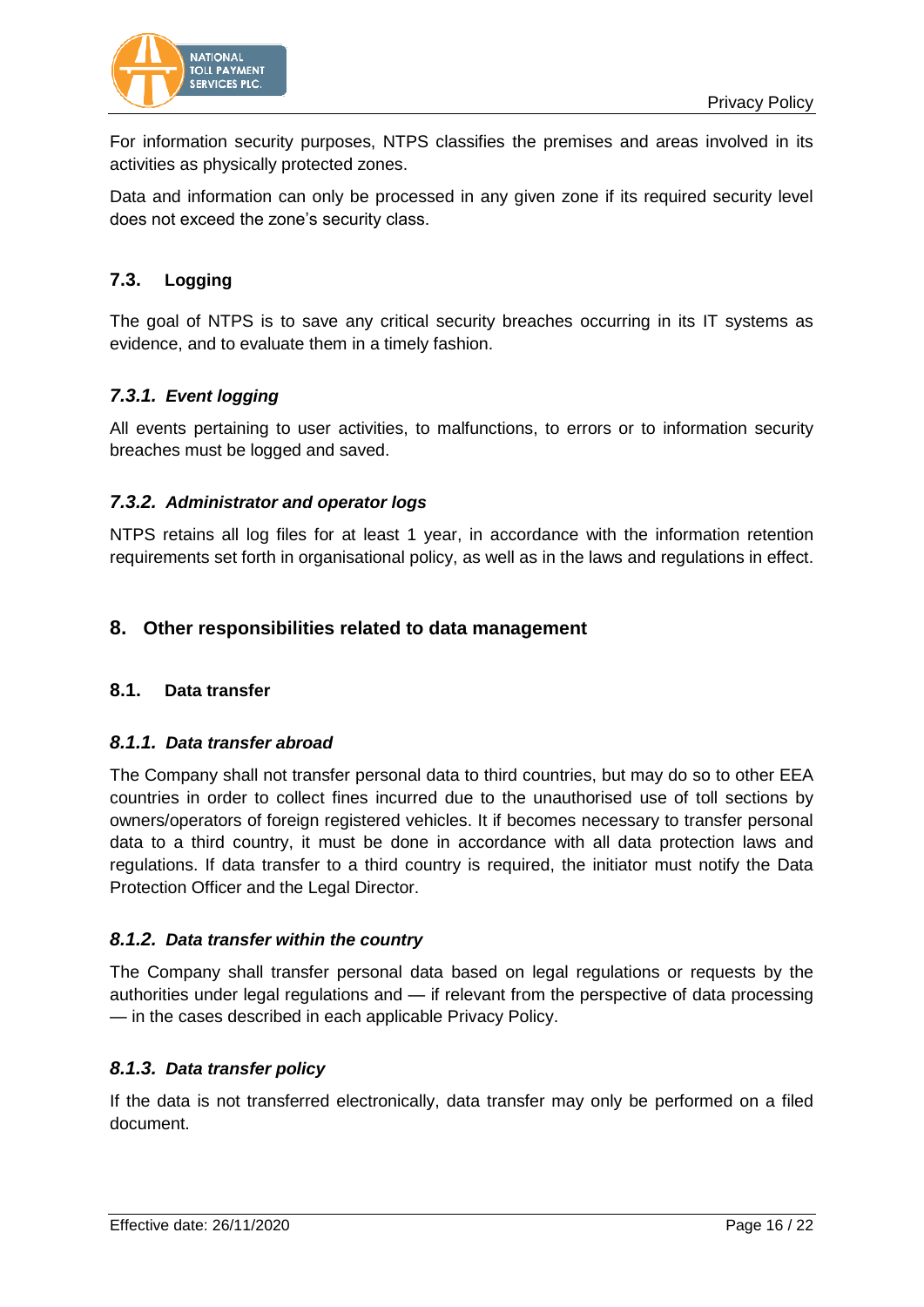For information security purposes, NTPS classifies the premises and areas involved in its activities as physically protected zones.

Data and information can only be processed in any given zone if its required security level does not exceed the zone's security class.

### 7.3. Logging

The goal of NTPS is to save any critical security breaches occurring in its IT systems as evidence, and to evaluate them in a timely fashion.

#### *7.3.1. Event logging*

All events pertaining to user activities, to malfunctions, to errors or to information security breaches must be logged and saved.

#### *7.3.2. Administrator and operator logs*

NTPS retains all log files for at least 1 year, in accordance with the information retention requirements set forth in organisational policy, as well as in the laws and regulations in effect.

## 8. Other responsibilities related to data management

### 8.1. Data transfer

#### *8.1.1. Data transfer abroad*

The Company shall not transfer personal data to third countries, but may do so to other EEA countries in order to collect fines incurred due to the unauthorised use of toll sections by owners/operators of foreign registered vehicles. It if becomes necessary to transfer personal data to a third country, it must be done in accordance with all data protection laws and regulations. If data transfer to a third country is required, the initiator must notify the Data Protection Officer and the Legal Director.

#### *8.1.2. Data transfer within the country*

The Company shall transfer personal data based on legal regulations or requests by the authorities under legal regulations and — if relevant from the perspective of data processing — in the cases described in each applicable Privacy Policy.

#### *8.1.3. Data transfer policy*

If the data is not transferred electronically, data transfer may only be performed on a filed document.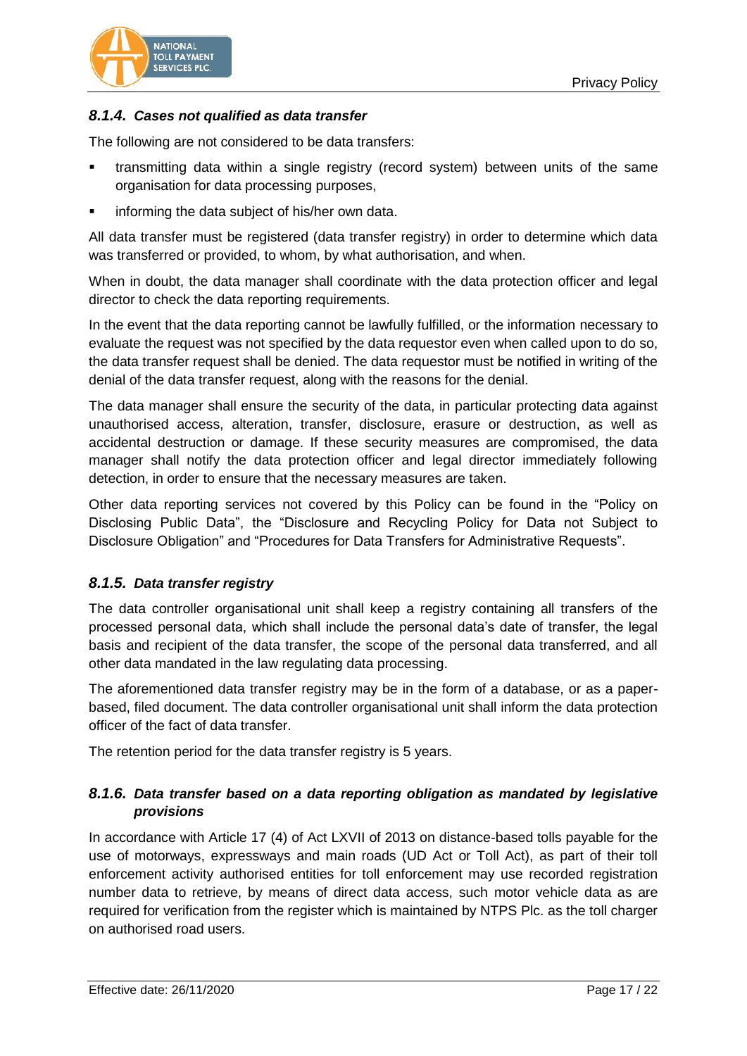#### *8.1.4. Cases not qualified as data transfer*

The following are not considered to be data transfers:

- transmitting data within a single registry (record system) between units of the same organisation for data processing purposes,
- informing the data subject of his/her own data.

All data transfer must be registered (data transfer registry) in order to determine which data was transferred or provided, to whom, by what authorisation, and when.

When in doubt, the data manager shall coordinate with the data protection officer and legal director to check the data reporting requirements.

In the event that the data reporting cannot be lawfully fulfilled, or the information necessary to evaluate the request was not specified by the data requestor even when called upon to do so, the data transfer request shall be denied. The data requestor must be notified in writing of the denial of the data transfer request, along with the reasons for the denial.

The data manager shall ensure the security of the data, in particular protecting data against unauthorised access, alteration, transfer, disclosure, erasure or destruction, as well as accidental destruction or damage. If these security measures are compromised, the data manager shall notify the data protection officer and legal director immediately following detection, in order to ensure that the necessary measures are taken.

Other data reporting services not covered by this Policy can be found in the "Policy on Disclosing Public Data", the "Disclosure and Recycling Policy for Data not Subject to Disclosure Obligation" and "Procedures for Data Transfers for Administrative Requests".

#### *8.1.5. Data transfer registry*

The data controller organisational unit shall keep a registry containing all transfers of the processed personal data, which shall include the personal data's date of transfer, the legal basis and recipient of the data transfer, the scope of the personal data transferred, and all other data mandated in the law regulating data processing.

The aforementioned data transfer registry may be in the form of a database, or as a paper-based, filed document. The data controller organisational unit shall inform the data protection officer of the fact of data transfer.

The retention period for the data transfer registry is 5 years.

#### *8.1.6. Data transfer based on a data reporting obligation as mandated by legislative provisions*

In accordance with Article 17 (4) of Act LXVII of 2013 on distance-based tolls payable for the use of motorways, expressways and main roads (UD Act or Toll Act), as part of their toll enforcement activity authorised entities for toll enforcement may use recorded registration number data to retrieve, by means of direct data access, such motor vehicle data as are required for verification from the register which is maintained by NTPS Plc. as the toll charger on authorised road users.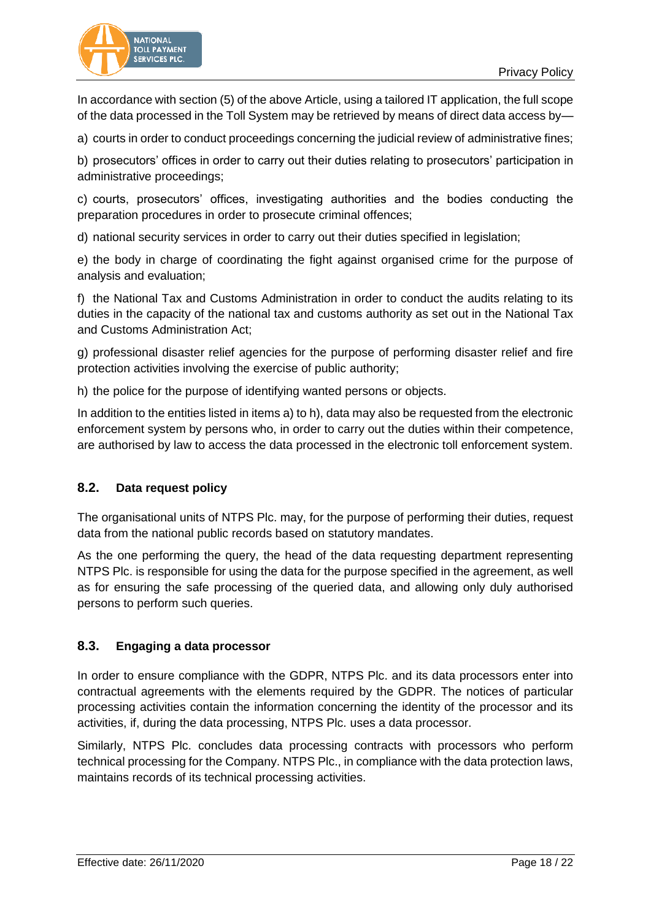In accordance with section (5) of the above Article, using a tailored IT application, the full scope of the data processed in the Toll System may be retrieved by means of direct data access by—

a) courts in order to conduct proceedings concerning the judicial review of administrative fines;

b) prosecutors' offices in order to carry out their duties relating to prosecutors' participation in administrative proceedings;

c) courts, prosecutors' offices, investigating authorities and the bodies conducting the preparation procedures in order to prosecute criminal offences;

d) national security services in order to carry out their duties specified in legislation;

e) the body in charge of coordinating the fight against organised crime for the purpose of analysis and evaluation;

f) the National Tax and Customs Administration in order to conduct the audits relating to its duties in the capacity of the national tax and customs authority as set out in the National Tax and Customs Administration Act;

g) professional disaster relief agencies for the purpose of performing disaster relief and fire protection activities involving the exercise of public authority;

h) the police for the purpose of identifying wanted persons or objects.

In addition to the entities listed in items a) to h), data may also be requested from the electronic enforcement system by persons who, in order to carry out the duties within their competence, are authorised by law to access the data processed in the electronic toll enforcement system.

### 8.2. Data request policy

The organisational units of NTPS Plc. may, for the purpose of performing their duties, request data from the national public records based on statutory mandates.

As the one performing the query, the head of the data requesting department representing NTPS Plc. is responsible for using the data for the purpose specified in the agreement, as well as for ensuring the safe processing of the queried data, and allowing only duly authorised persons to perform such queries.

### 8.3. Engaging a data processor

In order to ensure compliance with the GDPR, NTPS Plc. and its data processors enter into contractual agreements with the elements required by the GDPR. The notices of particular processing activities contain the information concerning the identity of the processor and its activities, if, during the data processing, NTPS Plc. uses a data processor.

Similarly, NTPS Plc. concludes data processing contracts with processors who perform technical processing for the Company. NTPS Plc., in compliance with the data protection laws, maintains records of its technical processing activities.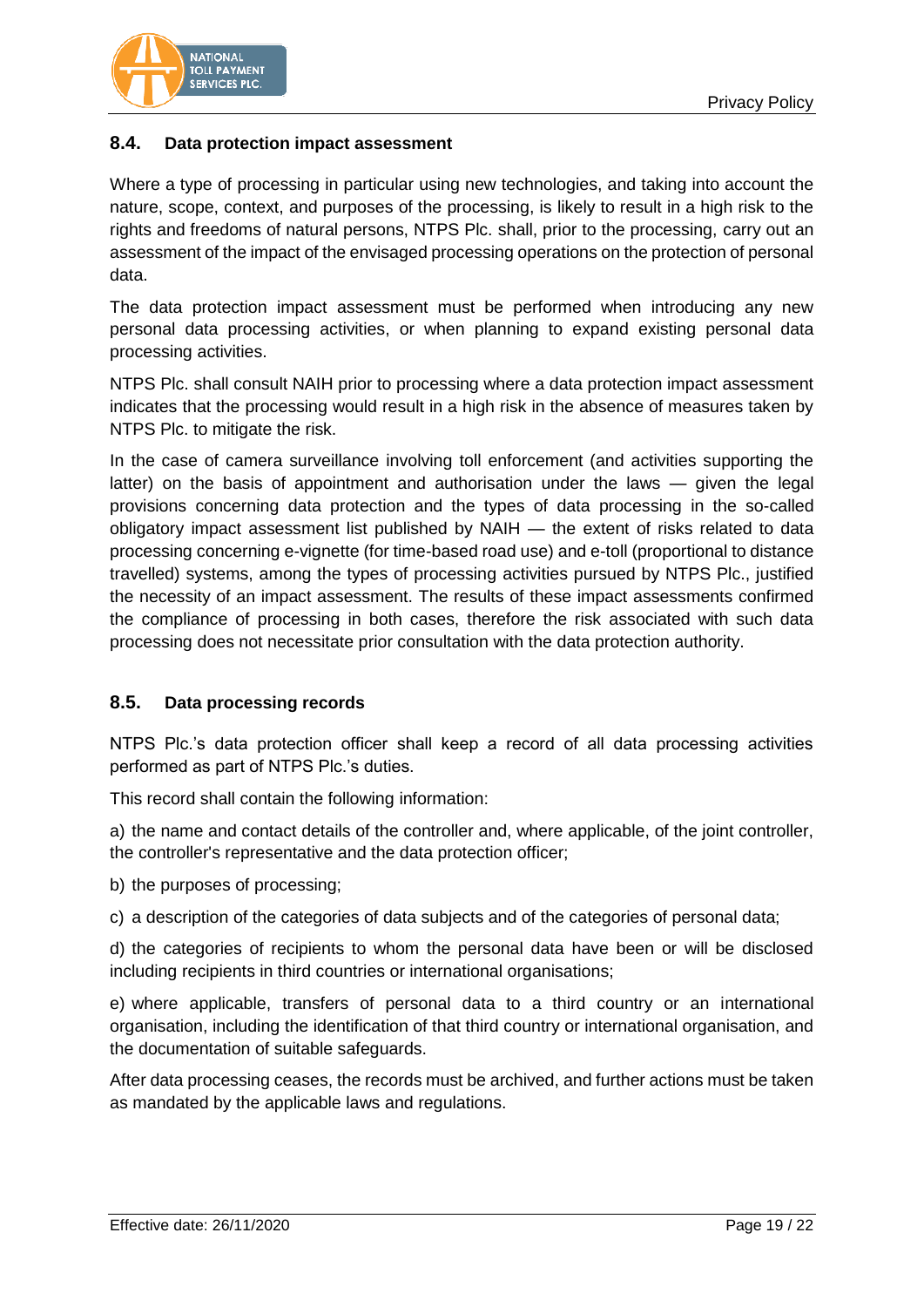## 8.4. Data protection impact assessment

Where a type of processing in particular using new technologies, and taking into account the nature, scope, context, and purposes of the processing, is likely to result in a high risk to the rights and freedoms of natural persons, NTPS Plc. shall, prior to the processing, carry out an assessment of the impact of the envisaged processing operations on the protection of personal data.

The data protection impact assessment must be performed when introducing any new personal data processing activities, or when planning to expand existing personal data processing activities.

NTPS Plc. shall consult NAIH prior to processing where a data protection impact assessment indicates that the processing would result in a high risk in the absence of measures taken by NTPS Plc. to mitigate the risk.

In the case of camera surveillance involving toll enforcement (and activities supporting the latter) on the basis of appointment and authorisation under the laws — given the legal provisions concerning data protection and the types of data processing in the so-called obligatory impact assessment list published by NAIH — the extent of risks related to data processing concerning e-vignette (for time-based road use) and e-toll (proportional to distance travelled) systems, among the types of processing activities pursued by NTPS Plc., justified the necessity of an impact assessment. The results of these impact assessments confirmed the compliance of processing in both cases, therefore the risk associated with such data processing does not necessitate prior consultation with the data protection authority.

## 8.5. Data processing records

NTPS Plc.'s data protection officer shall keep a record of all data processing activities performed as part of NTPS Plc.'s duties.

This record shall contain the following information:

a) the name and contact details of the controller and, where applicable, of the joint controller, the controller's representative and the data protection officer;

b) the purposes of processing;

c) a description of the categories of data subjects and of the categories of personal data;

d) the categories of recipients to whom the personal data have been or will be disclosed including recipients in third countries or international organisations;

e) where applicable, transfers of personal data to a third country or an international organisation, including the identification of that third country or international organisation, and the documentation of suitable safeguards.

After data processing ceases, the records must be archived, and further actions must be taken as mandated by the applicable laws and regulations.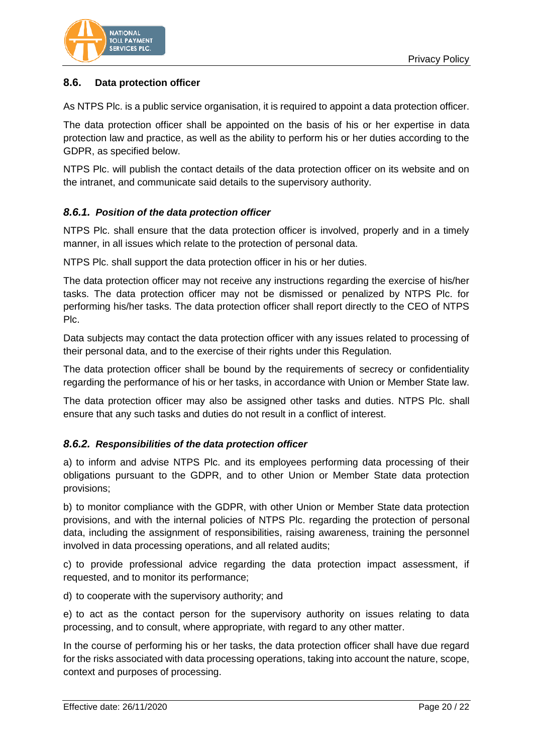## 8.6. Data protection officer

As NTPS Plc. is a public service organisation, it is required to appoint a data protection officer.

The data protection officer shall be appointed on the basis of his or her expertise in data protection law and practice, as well as the ability to perform his or her duties according to the GDPR, as specified below.

NTPS Plc. will publish the contact details of the data protection officer on its website and on the intranet, and communicate said details to the supervisory authority.

### *8.6.1. Position of the data protection officer*

NTPS Plc. shall ensure that the data protection officer is involved, properly and in a timely manner, in all issues which relate to the protection of personal data.

NTPS Plc. shall support the data protection officer in his or her duties.

The data protection officer may not receive any instructions regarding the exercise of his/her tasks. The data protection officer may not be dismissed or penalized by NTPS Plc. for performing his/her tasks. The data protection officer shall report directly to the CEO of NTPS Plc.

Data subjects may contact the data protection officer with any issues related to processing of their personal data, and to the exercise of their rights under this Regulation.

The data protection officer shall be bound by the requirements of secrecy or confidentiality regarding the performance of his or her tasks, in accordance with Union or Member State law.

The data protection officer may also be assigned other tasks and duties. NTPS Plc. shall ensure that any such tasks and duties do not result in a conflict of interest.

### *8.6.2. Responsibilities of the data protection officer*

a) to inform and advise NTPS Plc. and its employees performing data processing of their obligations pursuant to the GDPR, and to other Union or Member State data protection provisions;

b) to monitor compliance with the GDPR, with other Union or Member State data protection provisions, and with the internal policies of NTPS Plc. regarding the protection of personal data, including the assignment of responsibilities, raising awareness, training the personnel involved in data processing operations, and all related audits;

c) to provide professional advice regarding the data protection impact assessment, if requested, and to monitor its performance;

d) to cooperate with the supervisory authority; and

e) to act as the contact person for the supervisory authority on issues relating to data processing, and to consult, where appropriate, with regard to any other matter.

In the course of performing his or her tasks, the data protection officer shall have due regard for the risks associated with data processing operations, taking into account the nature, scope, context and purposes of processing.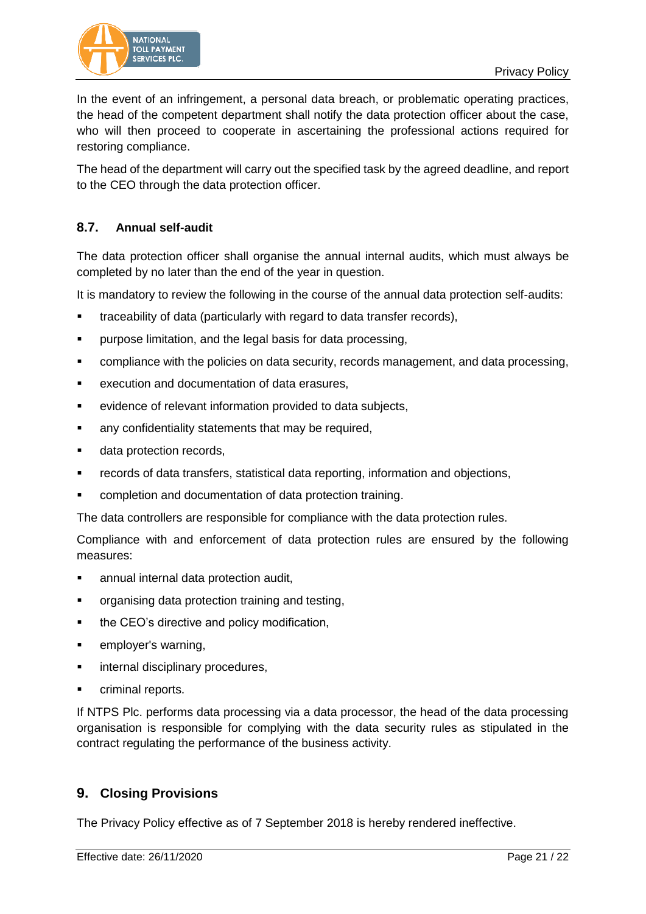In the event of an infringement, a personal data breach, or problematic operating practices, the head of the competent department shall notify the data protection officer about the case, who will then proceed to cooperate in ascertaining the professional actions required for restoring compliance.

The head of the department will carry out the specified task by the agreed deadline, and report to the CEO through the data protection officer.

### 8.7. Annual self-audit

The data protection officer shall organise the annual internal audits, which must always be completed by no later than the end of the year in question.

It is mandatory to review the following in the course of the annual data protection self-audits:

- traceability of data (particularly with regard to data transfer records),
- purpose limitation, and the legal basis for data processing,
- compliance with the policies on data security, records management, and data processing,
- execution and documentation of data erasures,
- evidence of relevant information provided to data subjects,
- any confidentiality statements that may be required,
- data protection records,
- records of data transfers, statistical data reporting, information and objections,
- completion and documentation of data protection training.

The data controllers are responsible for compliance with the data protection rules.

Compliance with and enforcement of data protection rules are ensured by the following measures:

- annual internal data protection audit,
- organising data protection training and testing,
- the CEO's directive and policy modification,
- employer's warning,
- internal disciplinary procedures,
- criminal reports.

If NTPS Plc. performs data processing via a data processor, the head of the data processing organisation is responsible for complying with the data security rules as stipulated in the contract regulating the performance of the business activity.

## 9. Closing Provisions

The Privacy Policy effective as of 7 September 2018 is hereby rendered ineffective.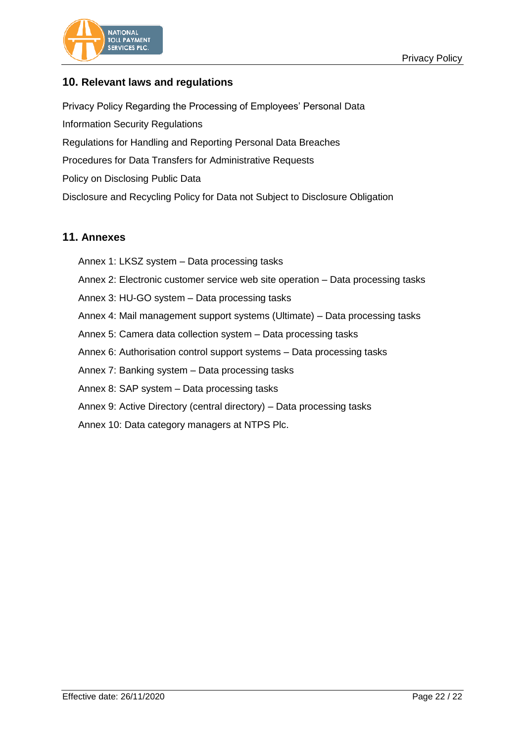## 10. Relevant laws and regulations

Privacy Policy Regarding the Processing of Employees' Personal Data

Information Security Regulations

Regulations for Handling and Reporting Personal Data Breaches

Procedures for Data Transfers for Administrative Requests

Policy on Disclosing Public Data

Disclosure and Recycling Policy for Data not Subject to Disclosure Obligation

## 11. Annexes

Annex 1: LKSZ system – Data processing tasks

Annex 2: Electronic customer service web site operation – Data processing tasks

Annex 3: HU-GO system – Data processing tasks

Annex 4: Mail management support systems (Ultimate) – Data processing tasks

Annex 5: Camera data collection system – Data processing tasks

Annex 6: Authorisation control support systems – Data processing tasks

Annex 7: Banking system – Data processing tasks

Annex 8: SAP system – Data processing tasks

Annex 9: Active Directory (central directory) – Data processing tasks

Annex 10: Data category managers at NTPS Plc.